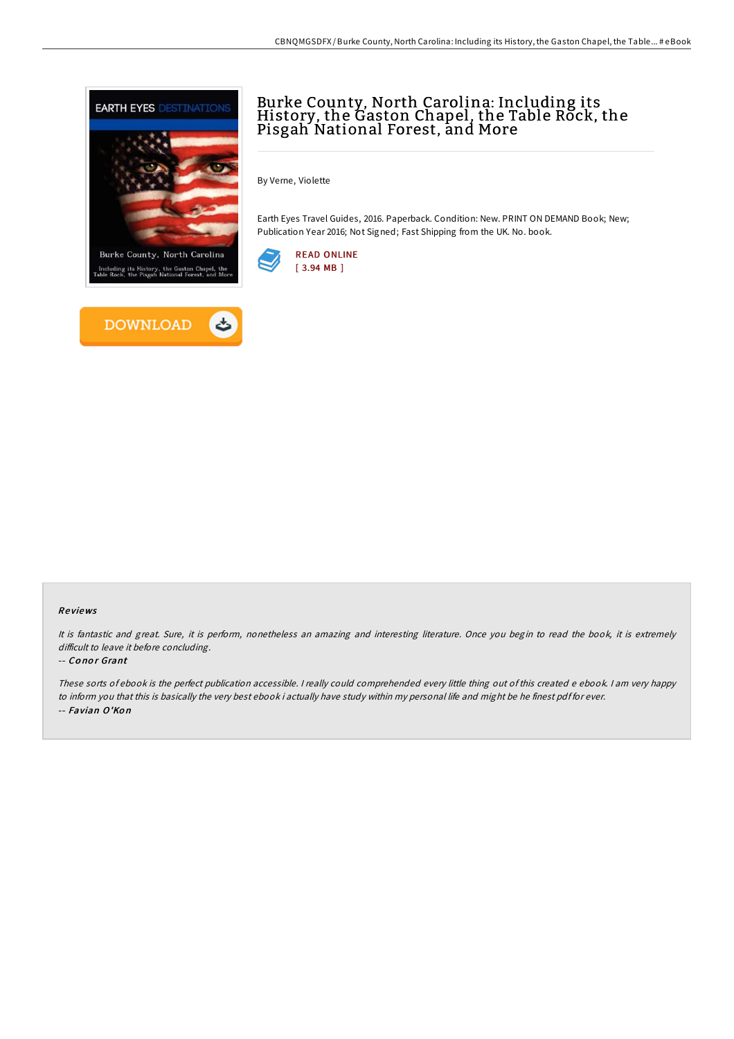# Burke County, North Carolina: Including its History, the Gaston Chapel, the Table Rock, the Pisgah National Forest, and More

By Verne, Violette

Earth Eyes Travel Guides, 2016. Paperback. Condition: New. PRINT ON DEMAND Book; New; Publication Year 2016; Not Signed; Fast Shipping from the UK. No. book.

READ ONLINE
[ 3.94 MB ]

DOWNLOAD

## Reviews

*It is fantastic and great. Sure, it is perform, nonetheless an amazing and interesting literature. Once you begin to read the book, it is extremely difficult to leave it before concluding.*

-- *Conor Grant*

*These sorts of ebook is the perfect publication accessible. I really could comprehended every little thing out of this created e ebook. I am very happy to inform you that this is basically the very best ebook i actually have study within my personal life and might be he finest pdf for ever.*

-- *Favian O'Kon*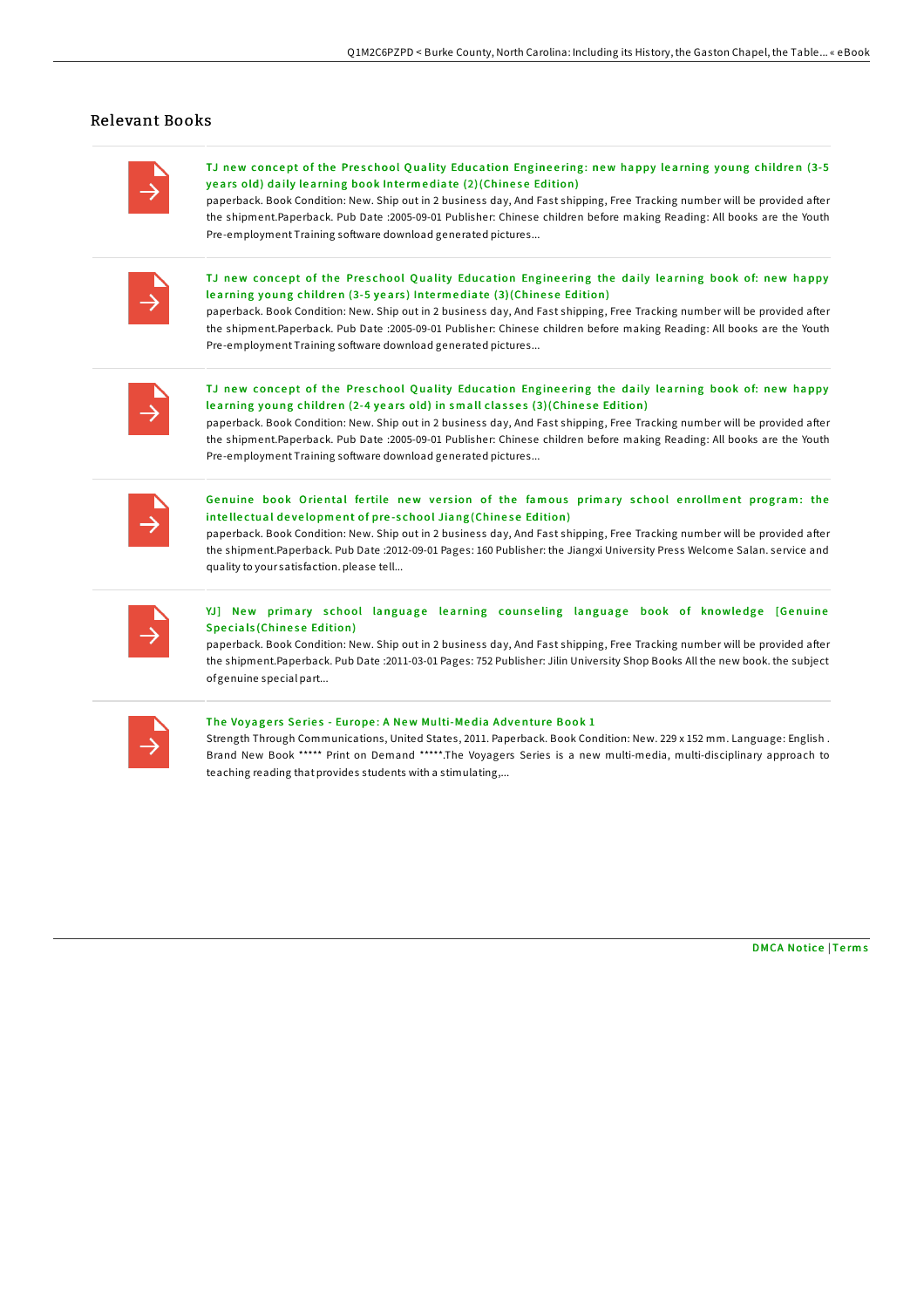## Relevant Books

**TJ new concept of the Preschool Quality Education Engineering: new happy learning young children (3-5 years old) daily learning book Intermediate (2)(Chinese Edition)**

paperback. Book Condition: New. Ship out in 2 business day, And Fast shipping, Free Tracking number will be provided after the shipment.Paperback. Pub Date :2005-09-01 Publisher: Chinese children before making Reading: All books are the Youth Pre-employment Training software download generated pictures...

**TJ new concept of the Preschool Quality Education Engineering the daily learning book of: new happy learning young children (3-5 years) Intermediate (3)(Chinese Edition)**

paperback. Book Condition: New. Ship out in 2 business day, And Fast shipping, Free Tracking number will be provided after the shipment.Paperback. Pub Date :2005-09-01 Publisher: Chinese children before making Reading: All books are the Youth Pre-employment Training software download generated pictures...

**TJ new concept of the Preschool Quality Education Engineering the daily learning book of: new happy learning young children (2-4 years old) in small classes (3)(Chinese Edition)**

paperback. Book Condition: New. Ship out in 2 business day, And Fast shipping, Free Tracking number will be provided after the shipment.Paperback. Pub Date :2005-09-01 Publisher: Chinese children before making Reading: All books are the Youth Pre-employment Training software download generated pictures...

**Genuine book Oriental fertile new version of the famous primary school enrollment program: the intellectual development of pre-school Jiang(Chinese Edition)**

paperback. Book Condition: New. Ship out in 2 business day, And Fast shipping, Free Tracking number will be provided after the shipment.Paperback. Pub Date :2012-09-01 Pages: 160 Publisher: the Jiangxi University Press Welcome Salan. service and quality to your satisfaction. please tell...

**YJ] New primary school language learning counseling language book of knowledge [Genuine Specials(Chinese Edition)**

paperback. Book Condition: New. Ship out in 2 business day, And Fast shipping, Free Tracking number will be provided after the shipment.Paperback. Pub Date :2011-03-01 Pages: 752 Publisher: Jilin University Shop Books All the new book. the subject of genuine special part...

**The Voyagers Series - Europe: A New Multi-Media Adventure Book 1**

Strength Through Communications, United States, 2011. Paperback. Book Condition: New. 229 x 152 mm. Language: English . Brand New Book ***** Print on Demand *****.The Voyagers Series is a new multi-media, multi-disciplinary approach to teaching reading that provides students with a stimulating,...

DMCA Notice | Terms